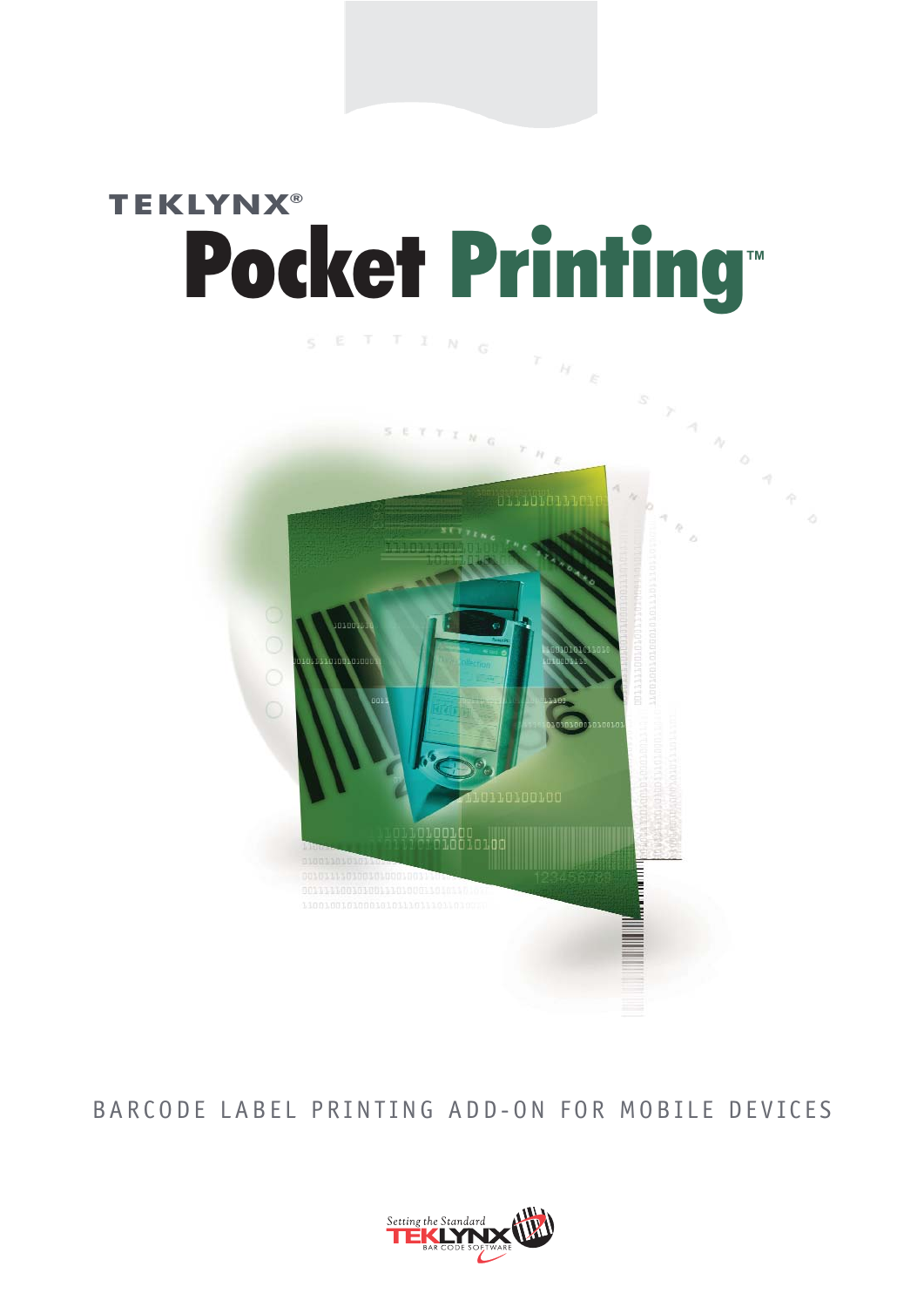TEKLYNX®

# Pocket Printing™

BARCODE LABEL PRINTING ADD-ON FOR MOBILE DEVICES

Setting the Standard
TEKLYNX
BAR CODE SOFTWARE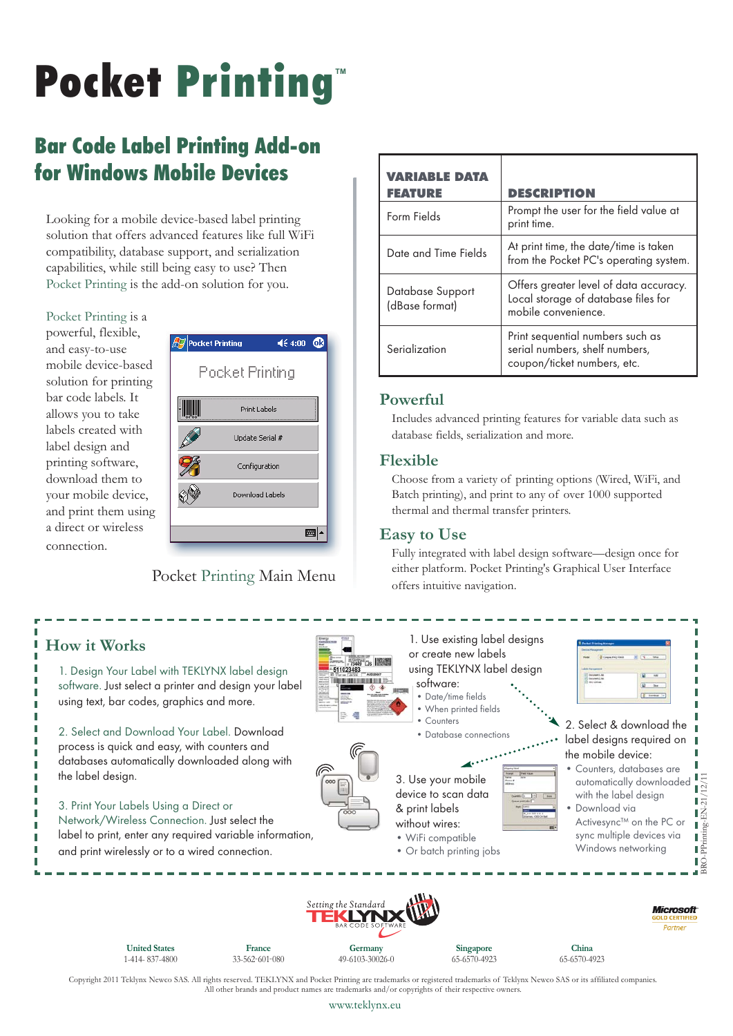# Pocket Printing™

## Bar Code Label Printing Add-on for Windows Mobile Devices

Looking for a mobile device-based label printing solution that offers advanced features like full WiFi compatibility, database support, and serialization capabilities, while still being easy to use? Then Pocket Printing is the add-on solution for you.

Pocket Printing is a powerful, flexible, and easy-to-use mobile device-based solution for printing bar code labels. It allows you to take labels created with label design and printing software, download them to your mobile device, and print them using a direct or wireless connection.

Pocket Printing Main Menu

| VARIABLE DATA FEATURE | DESCRIPTION |
| --- | --- |
| Form Fields | Prompt the user for the field value at print time. |
| Date and Time Fields | At print time, the date/time is taken from the Pocket PC's operating system. |
| Database Support (dBase format) | Offers greater level of data accuracy. Local storage of database files for mobile convenience. |
| Serialization | Print sequential numbers such as serial numbers, shelf numbers, coupon/ticket numbers, etc. |

### Powerful

Includes advanced printing features for variable data such as database fields, serialization and more.

### Flexible

Choose from a variety of printing options (Wired, WiFi, and Batch printing), and print to any of over 1000 supported thermal and thermal transfer printers.

### Easy to Use

Fully integrated with label design software—design once for either platform. Pocket Printing's Graphical User Interface offers intuitive navigation.

## How it Works

1. Design Your Label with TEKLYNX label design software. Just select a printer and design your label using text, bar codes, graphics and more.

2. Select and Download Your Label. Download process is quick and easy, with counters and databases automatically downloaded along with the label design.

3. Print Your Labels Using a Direct or Network/Wireless Connection. Just select the label to print, enter any required variable information, and print wirelessly or to a wired connection.

1. Use existing label designs or create new labels using TEKLYNX label design software:
   - Date/time fields
   - When printed fields
   - Counters
   - Database connections

2. Select & download the label designs required on the mobile device:
   - Counters, databases are automatically downloaded with the label design
   - Download via Activesync™ on the PC or sync multiple devices via Windows networking

3. Use your mobile device to scan data & print labels without wires:
   - WiFi compatible
   - Or batch printing jobs

BRO-PPrinting-EN-21/12/11

Setting the Standard TEKLYNX BAR CODE SOFTWARE

Microsoft GOLD CERTIFIED Partner

| United States | France | Germany | Singapore | China |
| --- | --- | --- | --- | --- |
| 1-414- 837-4800 | 33-562-601-080 | 49-6103-30026-0 | 65-6570-4923 | 65-6570-4923 |

Copyright 2011 Teklynx Newco SAS. All rights reserved. TEKLYNX and Pocket Printing are trademarks or registered trademarks of Teklynx Newco SAS or its affiliated companies. All other brands and product names are trademarks and/or copyrights of their respective owners.

www.teklynx.eu